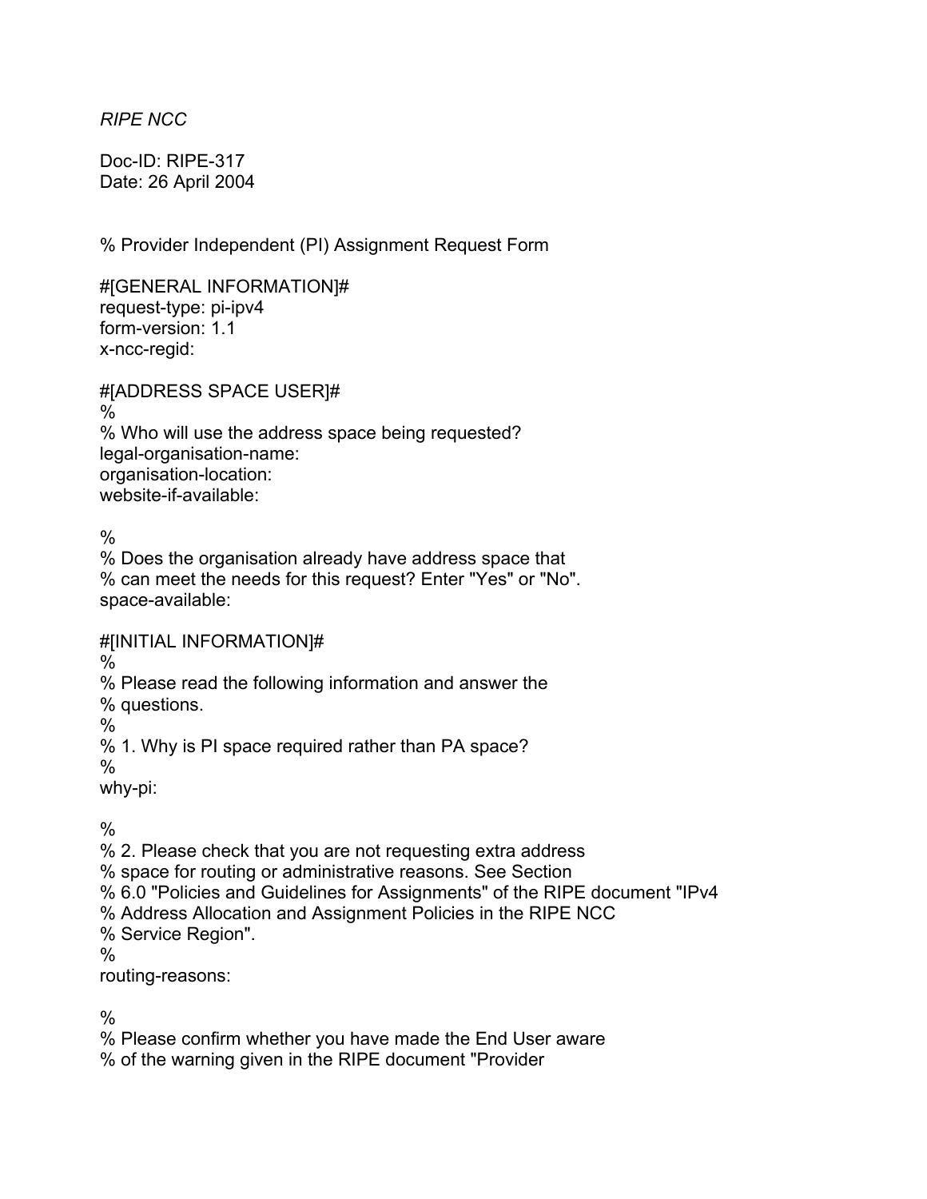*RIPE NCC*

Doc-ID: RIPE-317
Date: 26 April 2004

```
% Provider Independent (PI) Assignment Request Form

#[GENERAL INFORMATION]#
request-type: pi-ipv4
form-version: 1.1
x-ncc-regid:

#[ADDRESS SPACE USER]#
%
% Who will use the address space being requested?
legal-organisation-name:
organisation-location:
website-if-available:

%
% Does the organisation already have address space that
% can meet the needs for this request? Enter "Yes" or "No".
space-available:

#[INITIAL INFORMATION]#
%
% Please read the following information and answer the
% questions.
%
% 1. Why is PI space required rather than PA space?
%
why-pi:

%
% 2. Please check that you are not requesting extra address
% space for routing or administrative reasons. See Section
% 6.0 "Policies and Guidelines for Assignments" of the RIPE document "IPv4
% Address Allocation and Assignment Policies in the RIPE NCC
% Service Region".
%
routing-reasons:

%
% Please confirm whether you have made the End User aware
% of the warning given in the RIPE document "Provider
```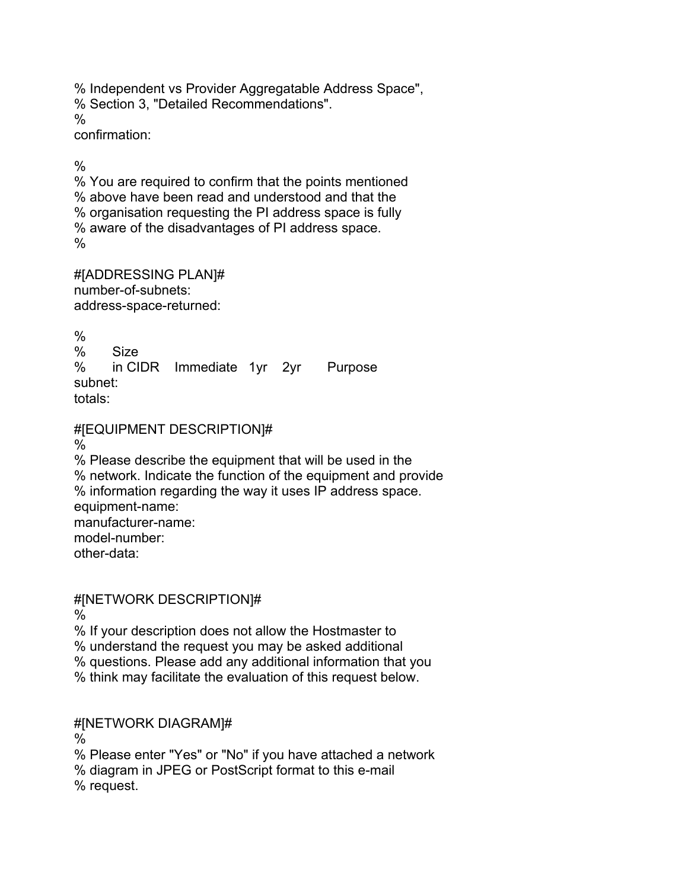```
% Independent vs Provider Aggregatable Address Space",
% Section 3, "Detailed Recommendations".
%
confirmation:

%
% You are required to confirm that the points mentioned
% above have been read and understood and that the
% organisation requesting the PI address space is fully
% aware of the disadvantages of PI address space.
%

#[ADDRESSING PLAN]#
number-of-subnets:
address-space-returned:

%
%       Size
%       in CIDR    Immediate   1yr    2yr      Purpose
subnet:
totals:

#[EQUIPMENT DESCRIPTION]#
%
% Please describe the equipment that will be used in the
% network. Indicate the function of the equipment and provide
% information regarding the way it uses IP address space.
equipment-name:
manufacturer-name:
model-number:
other-data:


#[NETWORK DESCRIPTION]#
%
% If your description does not allow the Hostmaster to
% understand the request you may be asked additional
% questions. Please add any additional information that you
% think may facilitate the evaluation of this request below.


#[NETWORK DIAGRAM]#
%
% Please enter "Yes" or "No" if you have attached a network
% diagram in JPEG or PostScript format to this e-mail
% request.
```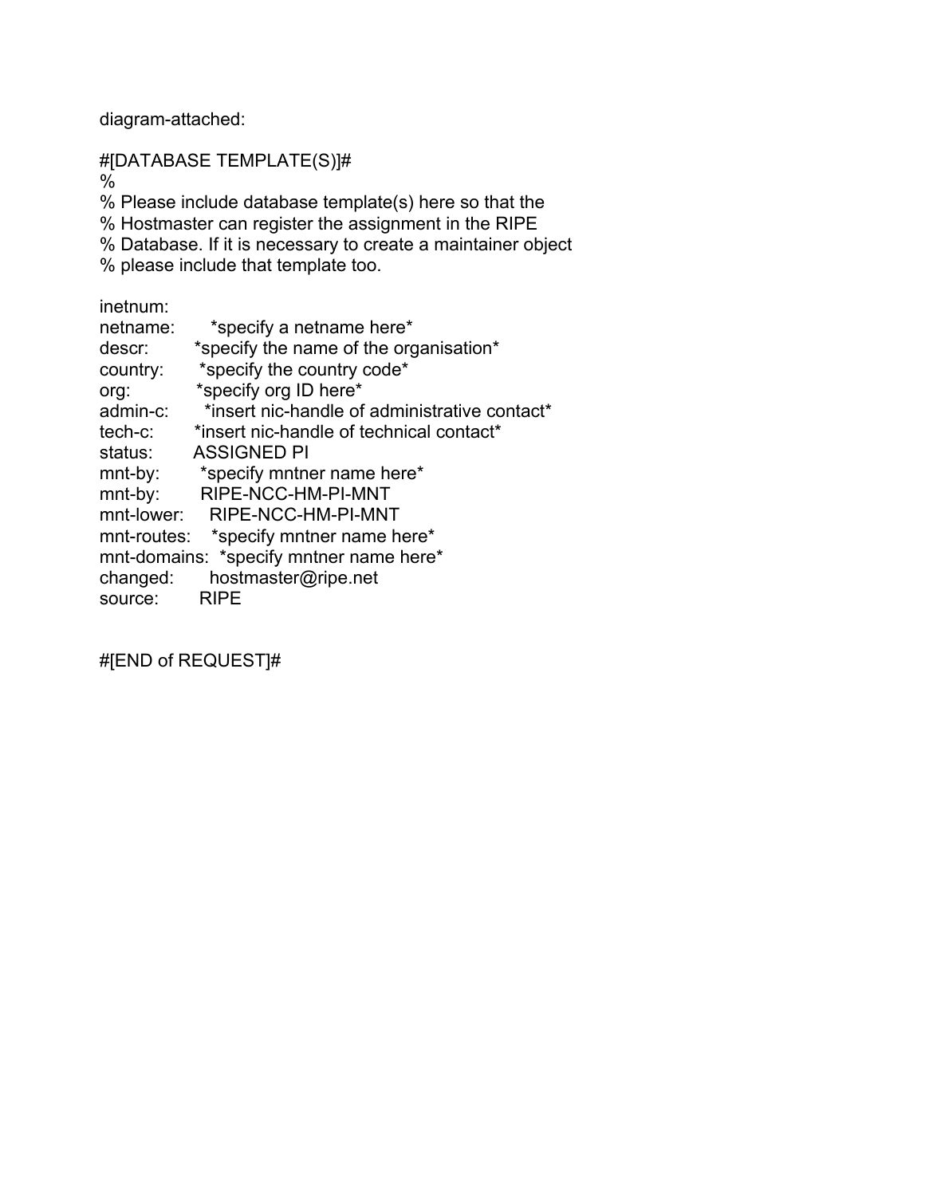diagram-attached:

#[DATABASE TEMPLATE(S)]#
%
% Please include database template(s) here so that the
% Hostmaster can register the assignment in the RIPE
% Database. If it is necessary to create a maintainer object
% please include that template too.

```
inetnum:
netname:       *specify a netname here*
descr:         *specify the name of the organisation*
country:       *specify the country code*
org:           *specify org ID here*
admin-c:       *insert nic-handle of administrative contact*
tech-c:        *insert nic-handle of technical contact*
status:        ASSIGNED PI
mnt-by:        *specify mntner name here*
mnt-by:        RIPE-NCC-HM-PI-MNT
mnt-lower:     RIPE-NCC-HM-PI-MNT
mnt-routes:    *specify mntner name here*
mnt-domains:   *specify mntner name here*
changed:       hostmaster@ripe.net
source:        RIPE
```

#[END of REQUEST]#